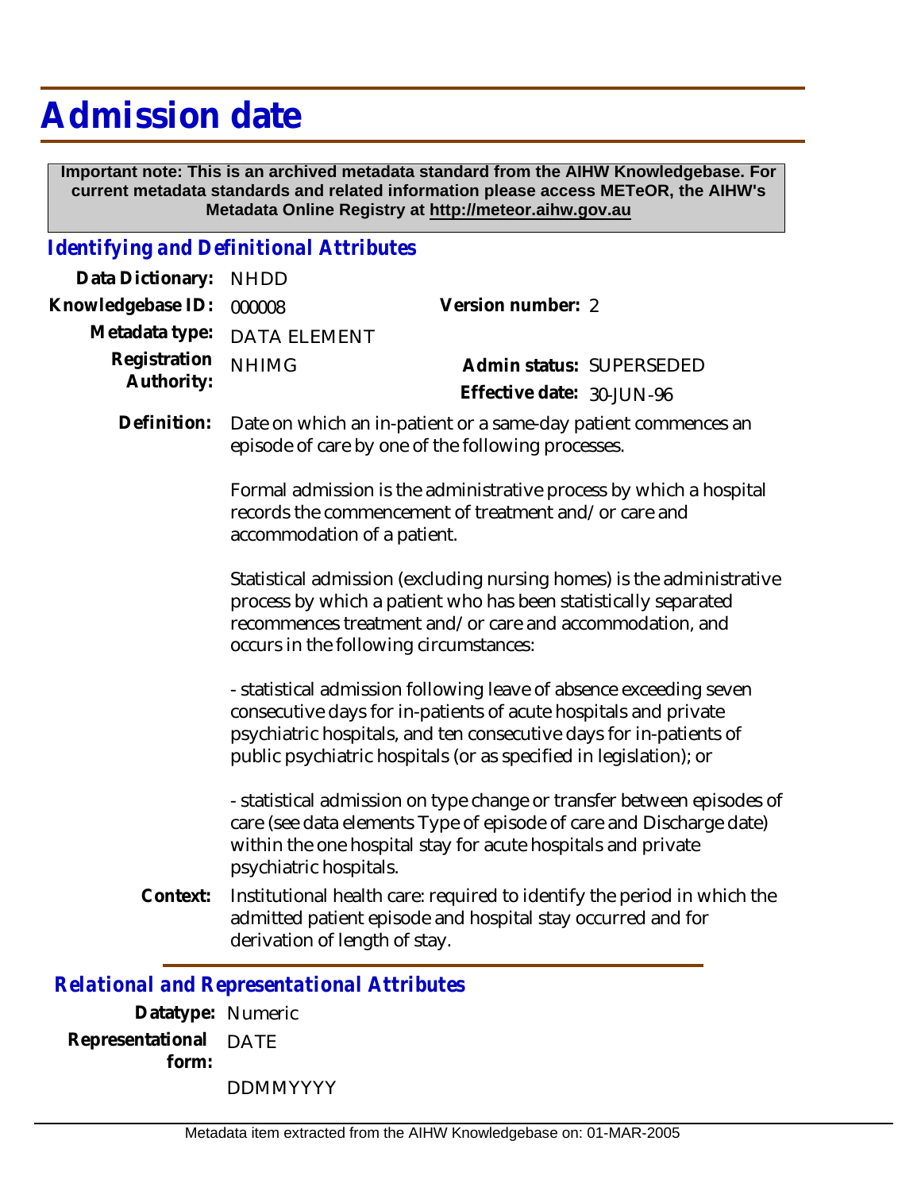# Admission date

**Important note: This is an archived metadata standard from the AIHW Knowledgebase. For current metadata standards and related information please access METeOR, the AIHW's Metadata Online Registry at http://meteor.aihw.gov.au**

## *Identifying and Definitional Attributes*

**Data Dictionary:** NHDD

**Knowledgebase ID:** 000008

**Version number:** 2

**Metadata type:** DATA ELEMENT

**Registration Authority:** NHIMG

**Admin status:** SUPERSEDED

**Effective date:** 30-JUN-96

**Definition:** Date on which an in-patient or a same-day patient commences an episode of care by one of the following processes.

Formal admission is the administrative process by which a hospital records the commencement of treatment and/or care and accommodation of a patient.

Statistical admission (excluding nursing homes) is the administrative process by which a patient who has been statistically separated recommences treatment and/or care and accommodation, and occurs in the following circumstances:

- statistical admission following leave of absence exceeding seven consecutive days for in-patients of acute hospitals and private psychiatric hospitals, and ten consecutive days for in-patients of public psychiatric hospitals (or as specified in legislation); or

- statistical admission on type change or transfer between episodes of care (see data elements Type of episode of care and Discharge date) within the one hospital stay for acute hospitals and private psychiatric hospitals.

**Context:** Institutional health care: required to identify the period in which the admitted patient episode and hospital stay occurred and for derivation of length of stay.

## *Relational and Representational Attributes*

**Datatype:** Numeric

**Representational form:** DATE

DDMMYYYY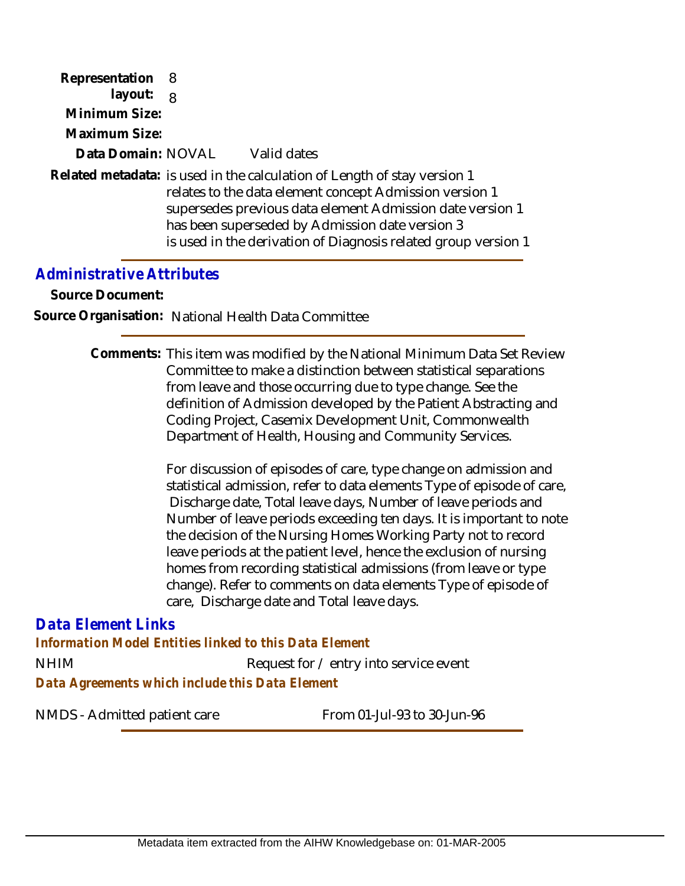**Representation layout:**

**Minimum Size:** 8

**Maximum Size:** 8

**Data Domain:** NOVAL Valid dates

**Related metadata:** is used in the calculation of Length of stay version 1
relates to the data element concept Admission version 1
supersedes previous data element Admission date version 1
has been superseded by Admission date version 3
is used in the derivation of Diagnosis related group version 1

## Administrative Attributes

**Source Document:**

**Source Organisation:** National Health Data Committee

**Comments:** This item was modified by the National Minimum Data Set Review Committee to make a distinction between statistical separations from leave and those occurring due to type change. See the definition of Admission developed by the Patient Abstracting and Coding Project, Casemix Development Unit, Commonwealth Department of Health, Housing and Community Services.

For discussion of episodes of care, type change on admission and statistical admission, refer to data elements Type of episode of care, Discharge date, Total leave days, Number of leave periods and Number of leave periods exceeding ten days. It is important to note the decision of the Nursing Homes Working Party not to record leave periods at the patient level, hence the exclusion of nursing homes from recording statistical admissions (from leave or type change). Refer to comments on data elements Type of episode of care, Discharge date and Total leave days.

## Data Element Links

### Information Model Entities linked to this Data Element

NHIM Request for / entry into service event

### Data Agreements which include this Data Element

NMDS - Admitted patient care From 01-Jul-93 to 30-Jun-96